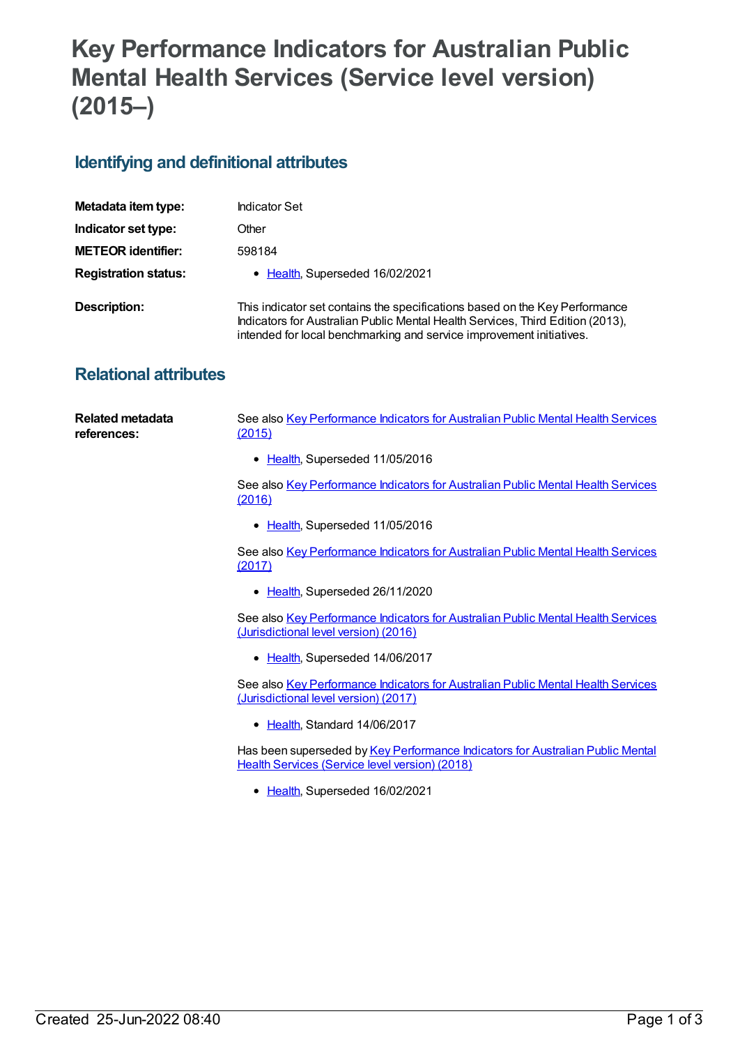# Key Performance Indicators for Australian Public Mental Health Services (Service level version) (2015–)

## Identifying and definitional attributes

| | |
|---|---|
| **Metadata item type:** | Indicator Set |
| **Indicator set type:** | Other |
| **METEOR identifier:** | 598184 |
| **Registration status:** | • Health, Superseded 16/02/2021 |
| **Description:** | This indicator set contains the specifications based on the Key Performance Indicators for Australian Public Mental Health Services, Third Edition (2013), intended for local benchmarking and service improvement initiatives. |

## Relational attributes

**Related metadata references:**

See also Key Performance Indicators for Australian Public Mental Health Services (2015)

- Health, Superseded 11/05/2016

See also Key Performance Indicators for Australian Public Mental Health Services (2016)

- Health, Superseded 11/05/2016

See also Key Performance Indicators for Australian Public Mental Health Services (2017)

- Health, Superseded 26/11/2020

See also Key Performance Indicators for Australian Public Mental Health Services (Jurisdictional level version) (2016)

- Health, Superseded 14/06/2017

See also Key Performance Indicators for Australian Public Mental Health Services (Jurisdictional level version) (2017)

- Health, Standard 14/06/2017

Has been superseded by Key Performance Indicators for Australian Public Mental Health Services (Service level version) (2018)

- Health, Superseded 16/02/2021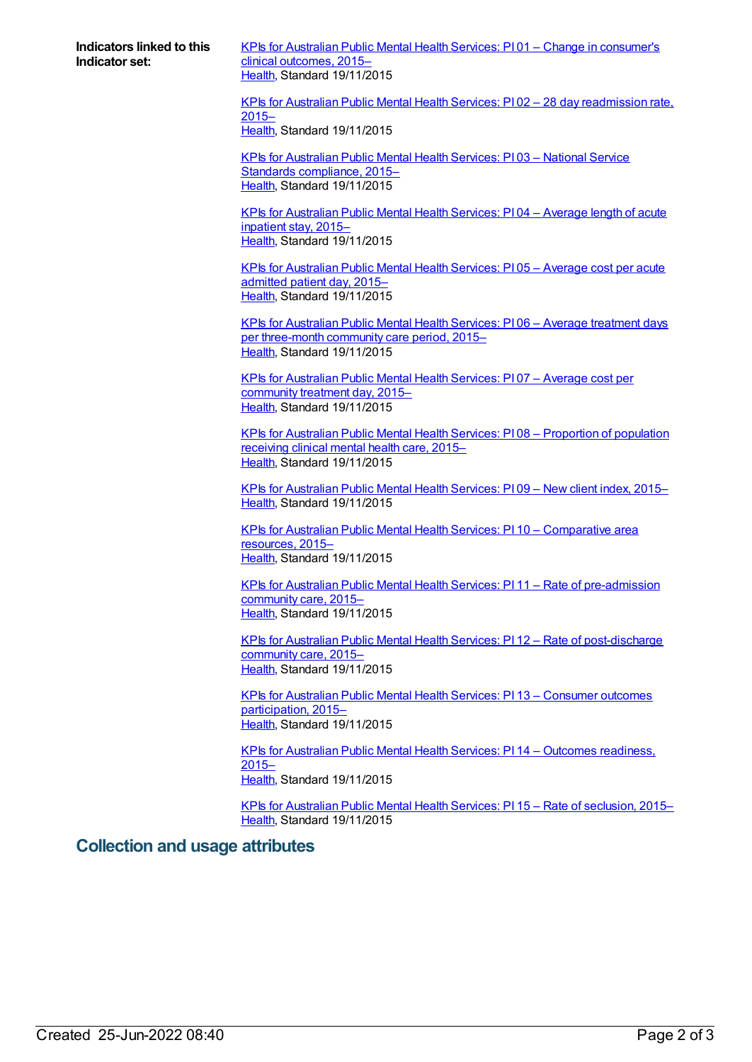**Indicators linked to this Indicator set:**

KPIs for Australian Public Mental Health Services: PI 01 – Change in consumer's clinical outcomes, 2015–
Health, Standard 19/11/2015

KPIs for Australian Public Mental Health Services: PI 02 – 28 day readmission rate, 2015–
Health, Standard 19/11/2015

KPIs for Australian Public Mental Health Services: PI 03 – National Service Standards compliance, 2015–
Health, Standard 19/11/2015

KPIs for Australian Public Mental Health Services: PI 04 – Average length of acute inpatient stay, 2015–
Health, Standard 19/11/2015

KPIs for Australian Public Mental Health Services: PI 05 – Average cost per acute admitted patient day, 2015–
Health, Standard 19/11/2015

KPIs for Australian Public Mental Health Services: PI 06 – Average treatment days per three-month community care period, 2015–
Health, Standard 19/11/2015

KPIs for Australian Public Mental Health Services: PI 07 – Average cost per community treatment day, 2015–
Health, Standard 19/11/2015

KPIs for Australian Public Mental Health Services: PI 08 – Proportion of population receiving clinical mental health care, 2015–
Health, Standard 19/11/2015

KPIs for Australian Public Mental Health Services: PI 09 – New client index, 2015–
Health, Standard 19/11/2015

KPIs for Australian Public Mental Health Services: PI 10 – Comparative area resources, 2015–
Health, Standard 19/11/2015

KPIs for Australian Public Mental Health Services: PI 11 – Rate of pre-admission community care, 2015–
Health, Standard 19/11/2015

KPIs for Australian Public Mental Health Services: PI 12 – Rate of post-discharge community care, 2015–
Health, Standard 19/11/2015

KPIs for Australian Public Mental Health Services: PI 13 – Consumer outcomes participation, 2015–
Health, Standard 19/11/2015

KPIs for Australian Public Mental Health Services: PI 14 – Outcomes readiness, 2015–
Health, Standard 19/11/2015

KPIs for Australian Public Mental Health Services: PI 15 – Rate of seclusion, 2015–
Health, Standard 19/11/2015

## Collection and usage attributes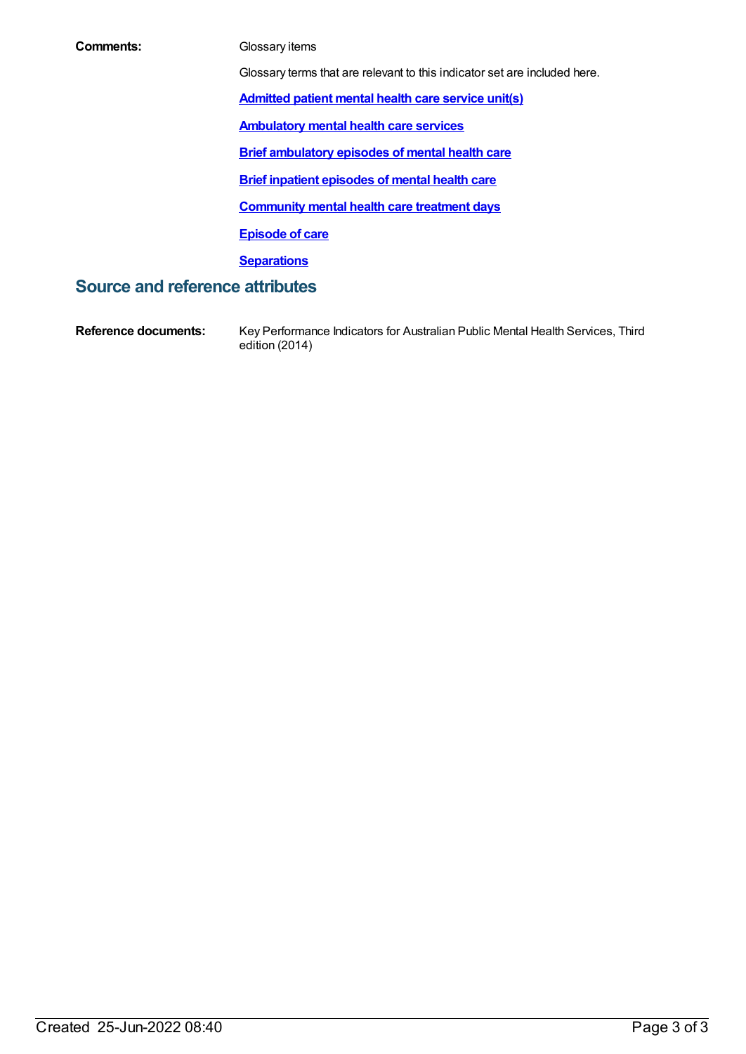**Comments:** Glossary items

Glossary terms that are relevant to this indicator set are included here.

**Admitted patient mental health care service unit(s)**

**Ambulatory mental health care services**

**Brief ambulatory episodes of mental health care**

**Brief inpatient episodes of mental health care**

**Community mental health care treatment days**

**Episode of care**

**Separations**

## Source and reference attributes

**Reference documents:** Key Performance Indicators for Australian Public Mental Health Services, Third edition (2014)